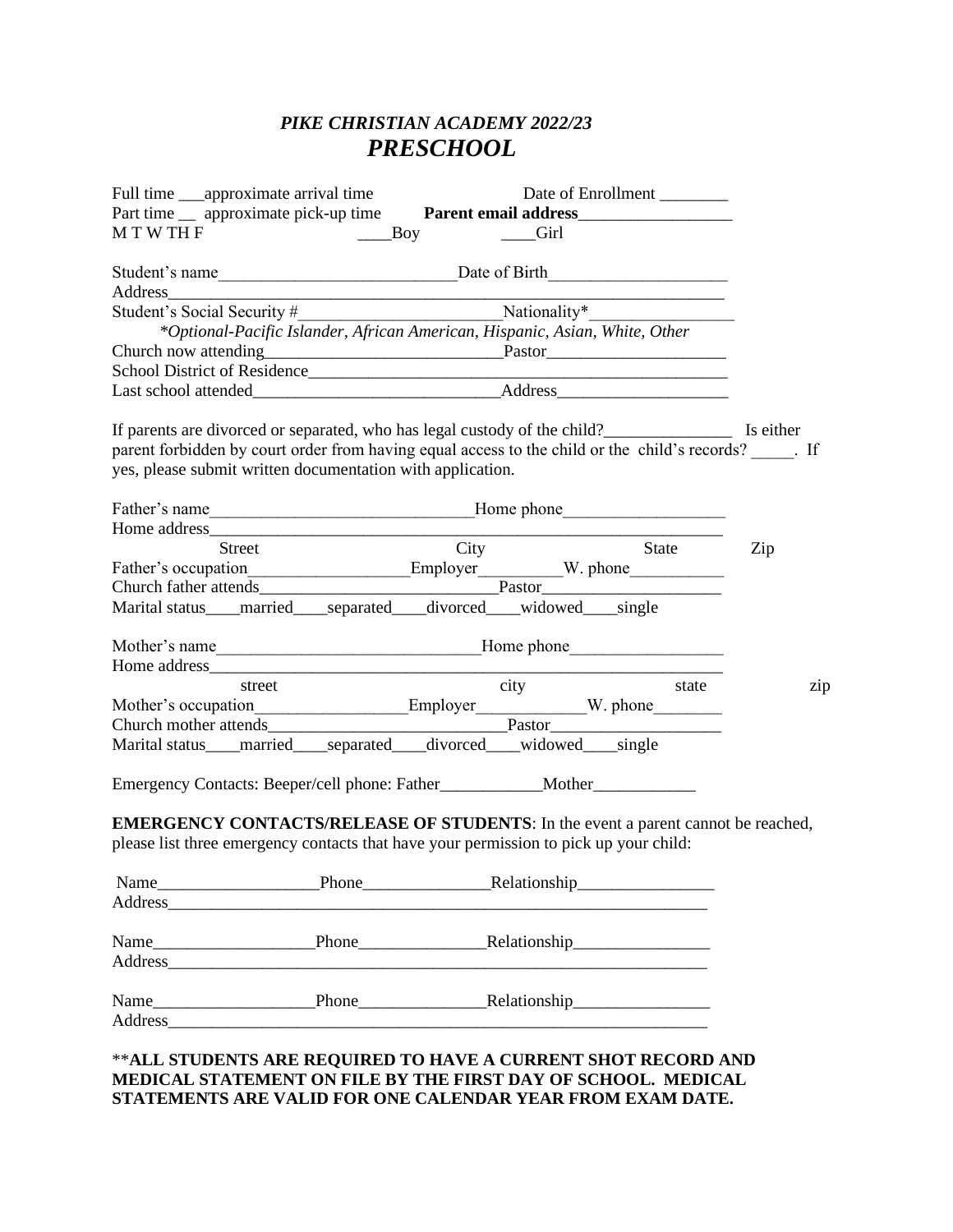# *PIKE CHRISTIAN ACADEMY 2022/23*

## *PRESCHOOL*

Full time ___approximate arrival time Date of Enrollment ________

Part time __ approximate pick-up time **Parent email address**__________________

M T W TH F ____Boy ____Girl

Student's name____________________________Date of Birth_____________________

Address____________________________________________________________________

Student's Social Security #________________________Nationality*_________________

*\*Optional-Pacific Islander, African American, Hispanic, Asian, White, Other*

Church now attending___________________________Pastor_____________________

School District of Residence_________________________________________________

Last school attended_____________________________Address____________________

If parents are divorced or separated, who has legal custody of the child?_______________ Is either parent forbidden by court order from having equal access to the child or the child's records? _____. If yes, please submit written documentation with application.

Father's name______________________________Home phone___________________

Home address______________________________________________________________

Street City State Zip

Father's occupation__________________Employer_________W. phone___________

Church father attends___________________________Pastor_____________________

Marital status____married____separated____divorced____widowed____single

Mother's name______________________________Home phone__________________

Home address______________________________________________________________

street city state zip

Mother's occupation_________________Employer____________W. phone________

Church mother attends___________________________Pastor____________________

Marital status____married____separated____divorced____widowed____single

Emergency Contacts: Beeper/cell phone: Father____________Mother____________

**EMERGENCY CONTACTS/RELEASE OF STUDENTS**: In the event a parent cannot be reached, please list three emergency contacts that have your permission to pick up your child:

Name___________________Phone_______________Relationship________________

Address____________________________________________________________________

Name___________________Phone_______________Relationship________________

Address____________________________________________________________________

Name___________________Phone_______________Relationship________________

Address____________________________________________________________________

\*\***ALL STUDENTS ARE REQUIRED TO HAVE A CURRENT SHOT RECORD AND MEDICAL STATEMENT ON FILE BY THE FIRST DAY OF SCHOOL. MEDICAL STATEMENTS ARE VALID FOR ONE CALENDAR YEAR FROM EXAM DATE.**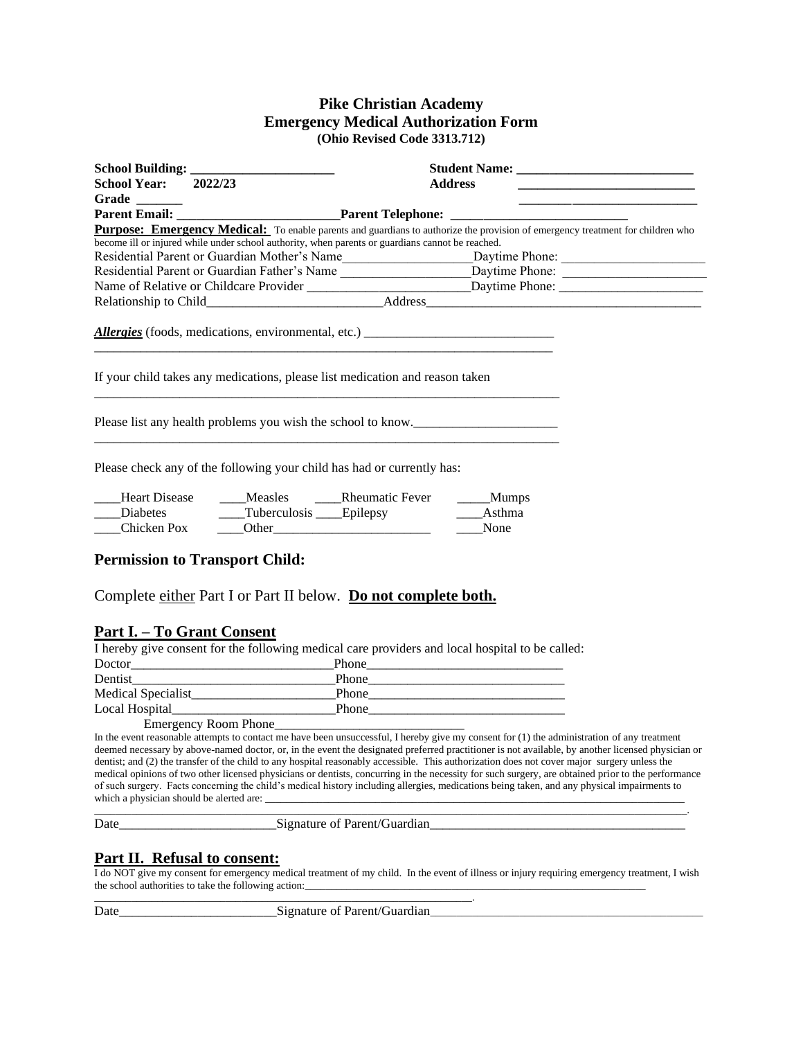# Pike Christian Academy
## Emergency Medical Authorization Form
**(Ohio Revised Code 3313.712)**

**School Building: ______________________** **Student Name: ___________________________**
**School Year: 2022/23** **Address ___________________________**
**Grade _______** **___________________________**
**Parent Email: _________________________ Parent Telephone: ___________________________**

**Purpose: Emergency Medical:** To enable parents and guardians to authorize the provision of emergency treatment for children who become ill or injured while under school authority, when parents or guardians cannot be reached.

Residential Parent or Guardian Mother's Name___________________Daytime Phone: ______________________
Residential Parent or Guardian Father's Name ___________________Daytime Phone: ______________________
Name of Relative or Childcare Provider ________________________Daytime Phone: ______________________
Relationship to Child__________________________Address__________________________________________

***Allergies*** (foods, medications, environmental, etc.) ____________________________
________________________________________________________________________

If your child takes any medications, please list medication and reason taken
________________________________________________________________________

Please list any health problems you wish the school to know.______________________
________________________________________________________________________

Please check any of the following your child has had or currently has:

____Heart Disease ____Measles ____Rheumatic Fever _____Mumps
____Diabetes ____Tuberculosis ____Epilepsy ____Asthma
____Chicken Pox ____Other________________________ ____None

## Permission to Transport Child:

Complete either Part I or Part II below. **Do not complete both.**

## Part I. – To Grant Consent

I hereby give consent for the following medical care providers and local hospital to be called:

Doctor______________________________Phone______________________________
Dentist______________________________Phone______________________________
Medical Specialist______________________Phone______________________________
Local Hospital_________________________Phone______________________________
Emergency Room Phone______________________________

In the event reasonable attempts to contact me have been unsuccessful, I hereby give my consent for (1) the administration of any treatment deemed necessary by above-named doctor, or, in the event the designated preferred practitioner is not available, by another licensed physician or dentist; and (2) the transfer of the child to any hospital reasonably accessible. This authorization does not cover major surgery unless the medical opinions of two other licensed physicians or dentists, concurring in the necessity for such surgery, are obtained prior to the performance of such surgery. Facts concerning the child's medical history including allergies, medications being taken, and any physical impairments to which a physician should be alerted are: ______________________________________________________________________
______________________________________________________________________________________.

Date________________________Signature of Parent/Guardian_______________________________________

## Part II. Refusal to consent:

I do NOT give my consent for emergency medical treatment of my child. In the event of illness or injury requiring emergency treatment, I wish the school authorities to take the following action:_________________________________________________________________
_________________________________________________________________.

Date________________________Signature of Parent/Guardian__________________________________________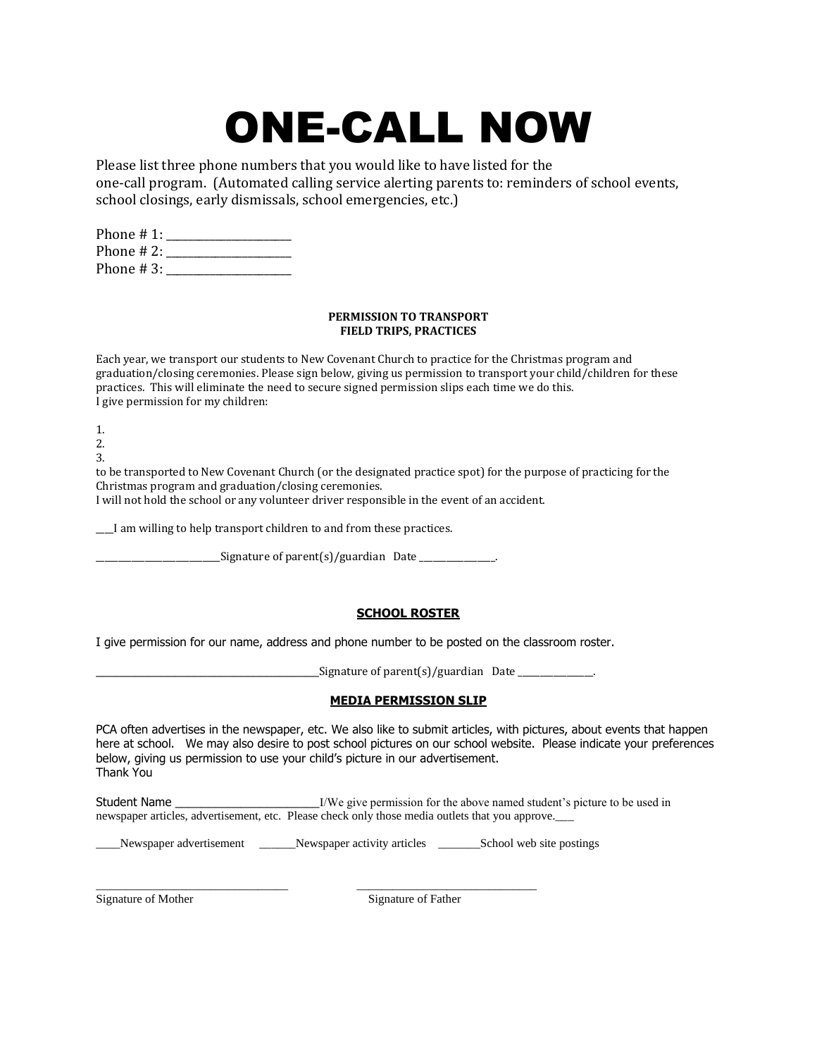# ONE-CALL NOW

Please list three phone numbers that you would like to have listed for the one-call program. (Automated calling service alerting parents to: reminders of school events, school closings, early dismissals, school emergencies, etc.)

Phone # 1: ____________________
Phone # 2: ____________________
Phone # 3: ____________________

**PERMISSION TO TRANSPORT**
**FIELD TRIPS, PRACTICES**

Each year, we transport our students to New Covenant Church to practice for the Christmas program and graduation/closing ceremonies. Please sign below, giving us permission to transport your child/children for these practices. This will eliminate the need to secure signed permission slips each time we do this.
I give permission for my children:

1.
2.
3.

to be transported to New Covenant Church (or the designated practice spot) for the purpose of practicing for the Christmas program and graduation/closing ceremonies.
I will not hold the school or any volunteer driver responsible in the event of an accident.

___I am willing to help transport children to and from these practices.

________________________Signature of parent(s)/guardian Date ______________.

**SCHOOL ROSTER**

I give permission for our name, address and phone number to be posted on the classroom roster.

________________________________________Signature of parent(s)/guardian Date ______________.

**MEDIA PERMISSION SLIP**

PCA often advertises in the newspaper, etc. We also like to submit articles, with pictures, about events that happen here at school. We may also desire to post school pictures on our school website. Please indicate your preferences below, giving us permission to use your child's picture in our advertisement.
Thank You

Student Name ______________________I/We give permission for the above named student's picture to be used in newspaper articles, advertisement, etc. Please check only those media outlets that you approve.___

____Newspaper advertisement ______Newspaper activity articles _______School web site postings

________________________________ ______________________________
Signature of Mother Signature of Father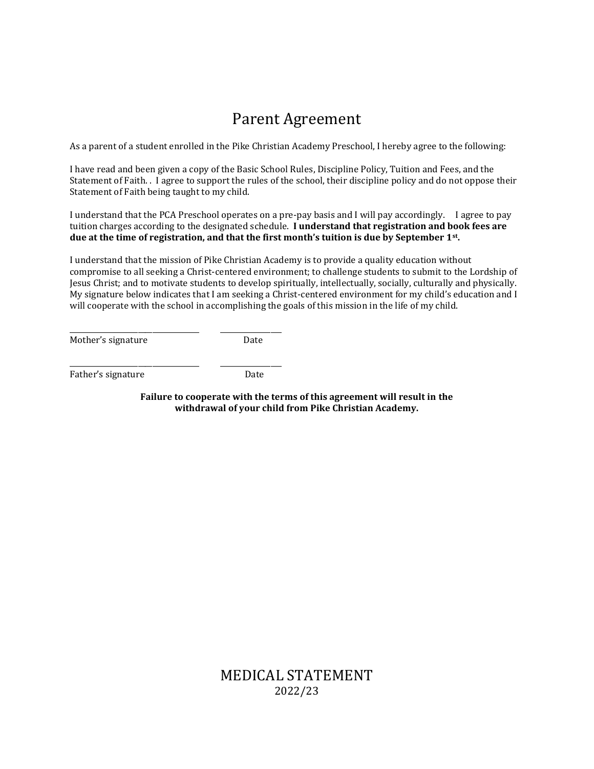# Parent Agreement

As a parent of a student enrolled in the Pike Christian Academy Preschool, I hereby agree to the following:

I have read and been given a copy of the Basic School Rules, Discipline Policy, Tuition and Fees, and the Statement of Faith. . I agree to support the rules of the school, their discipline policy and do not oppose their Statement of Faith being taught to my child.

I understand that the PCA Preschool operates on a pre-pay basis and I will pay accordingly. I agree to pay tuition charges according to the designated schedule. **I understand that registration and book fees are due at the time of registration, and that the first month's tuition is due by September 1st.**

I understand that the mission of Pike Christian Academy is to provide a quality education without compromise to all seeking a Christ-centered environment; to challenge students to submit to the Lordship of Jesus Christ; and to motivate students to develop spiritually, intellectually, socially, culturally and physically. My signature below indicates that I am seeking a Christ-centered environment for my child's education and I will cooperate with the school in accomplishing the goals of this mission in the life of my child.

\_\_\_\_\_\_\_\_\_\_\_\_\_\_\_\_\_\_\_\_\_\_\_\_\_\_\_\_\_\_\_\_\_\_ \_\_\_\_\_\_\_\_\_\_\_\_\_\_\_\_
Mother's signature Date

\_\_\_\_\_\_\_\_\_\_\_\_\_\_\_\_\_\_\_\_\_\_\_\_\_\_\_\_\_\_\_\_\_\_ \_\_\_\_\_\_\_\_\_\_\_\_\_\_\_\_
Father's signature Date

**Failure to cooperate with the terms of this agreement will result in the withdrawal of your child from Pike Christian Academy.**

# MEDICAL STATEMENT

2022/23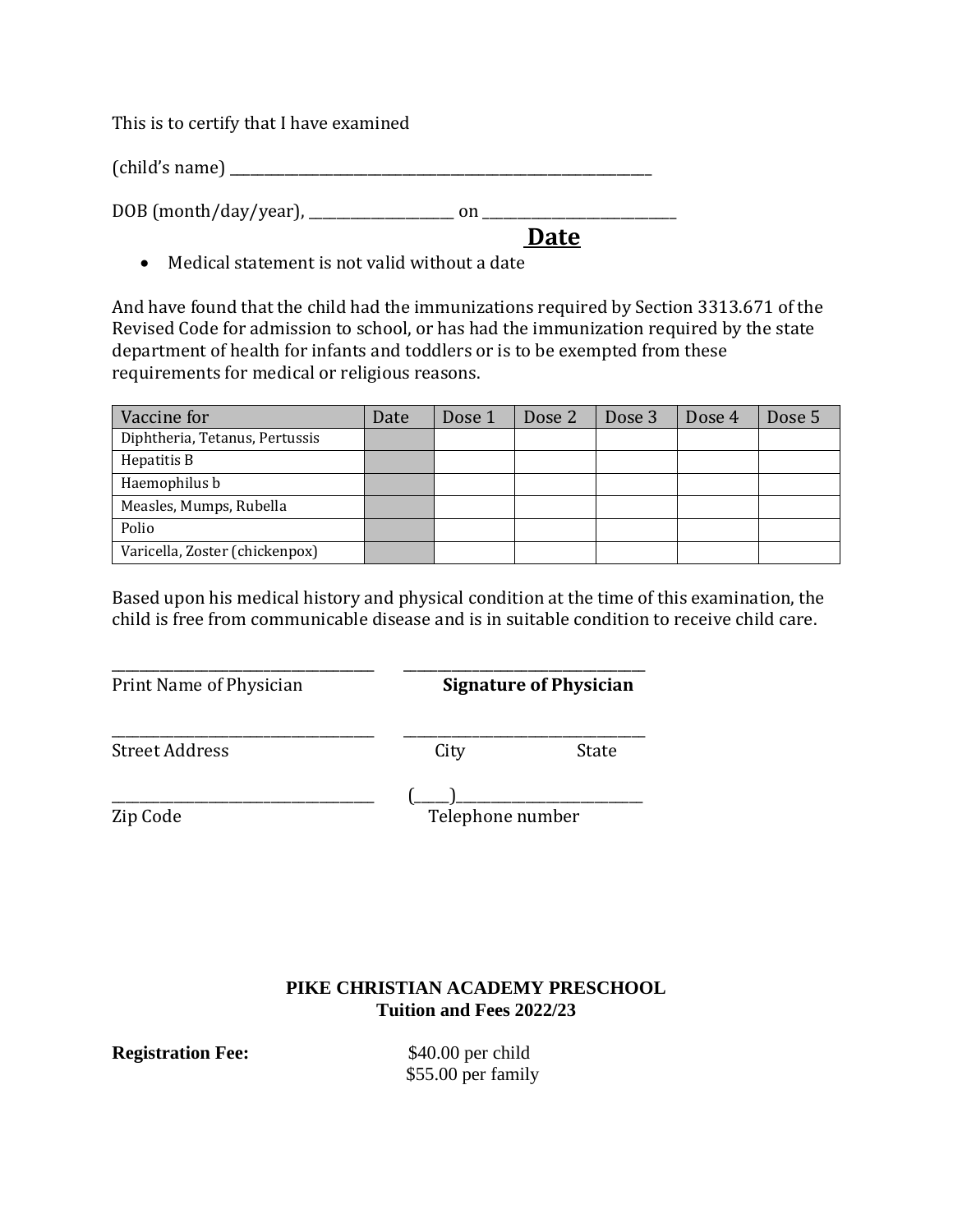This is to certify that I have examined

(child's name) ________________________________________________________________

DOB (month/day/year), ____________________ on ___________________________

**Date**

- Medical statement is not valid without a date

And have found that the child had the immunizations required by Section 3313.671 of the Revised Code for admission to school, or has had the immunization required by the state department of health for infants and toddlers or is to be exempted from these requirements for medical or religious reasons.

| Vaccine for | Date | Dose 1 | Dose 2 | Dose 3 | Dose 4 | Dose 5 |
|---|---|---|---|---|---|---|
| Diphtheria, Tetanus, Pertussis | | | | | | |
| Hepatitis B | | | | | | |
| Haemophilus b | | | | | | |
| Measles, Mumps, Rubella | | | | | | |
| Polio | | | | | | |
| Varicella, Zoster (chickenpox) | | | | | | |

Based upon his medical history and physical condition at the time of this examination, the child is free from communicable disease and is in suitable condition to receive child care.

_____________________________________ _________________________________
Print Name of Physician **Signature of Physician**

_____________________________________ _________________________________
Street Address City State

_____________________________________ (_____)___________________________
Zip Code Telephone number

**PIKE CHRISTIAN ACADEMY PRESCHOOL**
**Tuition and Fees 2022/23**

**Registration Fee:** $40.00 per child
$55.00 per family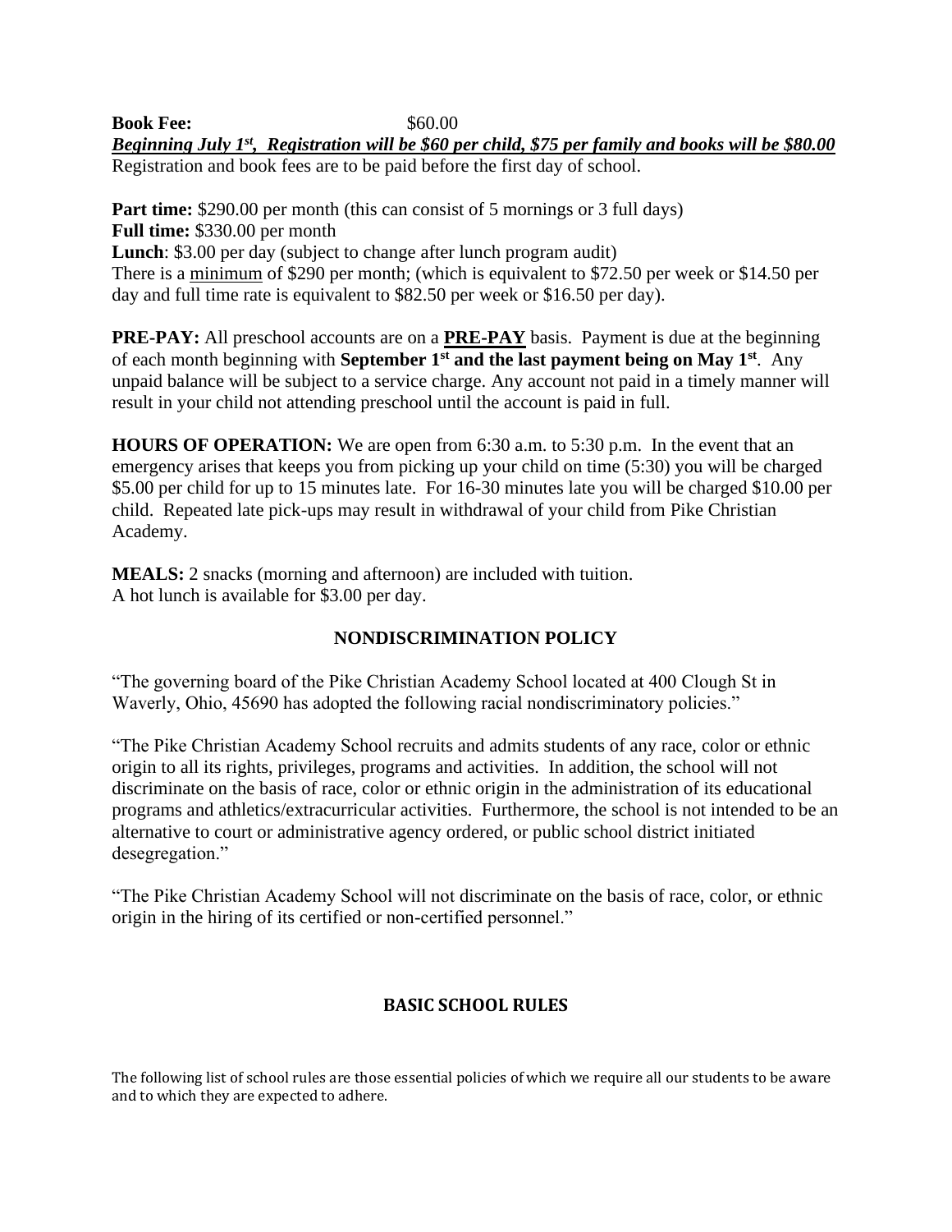**Book Fee:** $60.00

***Beginning July 1st, Registration will be $60 per child, $75 per family and books will be $80.00***

Registration and book fees are to be paid before the first day of school.

**Part time:** $290.00 per month (this can consist of 5 mornings or 3 full days)
**Full time:** $330.00 per month
**Lunch**: $3.00 per day (subject to change after lunch program audit)
There is a minimum of $290 per month; (which is equivalent to $72.50 per week or $14.50 per day and full time rate is equivalent to $82.50 per week or $16.50 per day).

**PRE-PAY:** All preschool accounts are on a **PRE-PAY** basis. Payment is due at the beginning of each month beginning with **September 1st and the last payment being on May 1st**. Any unpaid balance will be subject to a service charge. Any account not paid in a timely manner will result in your child not attending preschool until the account is paid in full.

**HOURS OF OPERATION:** We are open from 6:30 a.m. to 5:30 p.m. In the event that an emergency arises that keeps you from picking up your child on time (5:30) you will be charged $5.00 per child for up to 15 minutes late. For 16-30 minutes late you will be charged $10.00 per child. Repeated late pick-ups may result in withdrawal of your child from Pike Christian Academy.

**MEALS:** 2 snacks (morning and afternoon) are included with tuition.
A hot lunch is available for $3.00 per day.

## NONDISCRIMINATION POLICY

"The governing board of the Pike Christian Academy School located at 400 Clough St in Waverly, Ohio, 45690 has adopted the following racial nondiscriminatory policies."

"The Pike Christian Academy School recruits and admits students of any race, color or ethnic origin to all its rights, privileges, programs and activities. In addition, the school will not discriminate on the basis of race, color or ethnic origin in the administration of its educational programs and athletics/extracurricular activities. Furthermore, the school is not intended to be an alternative to court or administrative agency ordered, or public school district initiated desegregation."

"The Pike Christian Academy School will not discriminate on the basis of race, color, or ethnic origin in the hiring of its certified or non-certified personnel."

## BASIC SCHOOL RULES

The following list of school rules are those essential policies of which we require all our students to be aware and to which they are expected to adhere.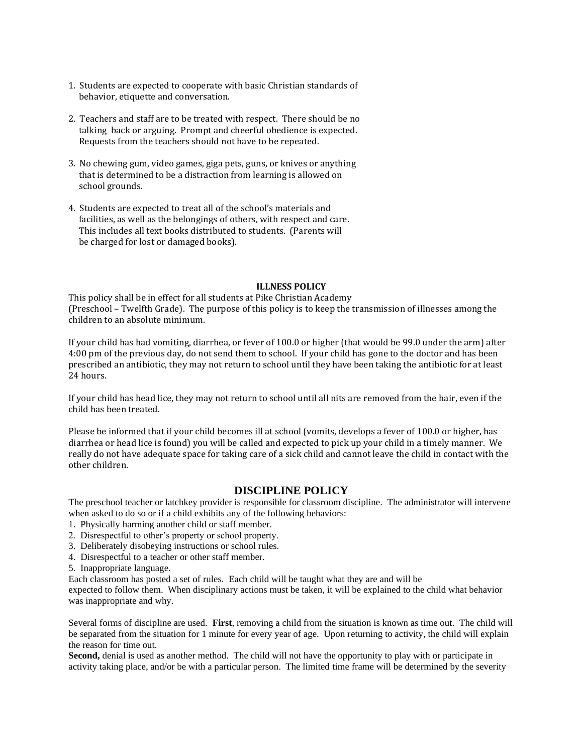1. Students are expected to cooperate with basic Christian standards of behavior, etiquette and conversation.

2. Teachers and staff are to be treated with respect. There should be no talking back or arguing. Prompt and cheerful obedience is expected. Requests from the teachers should not have to be repeated.

3. No chewing gum, video games, giga pets, guns, or knives or anything that is determined to be a distraction from learning is allowed on school grounds.

4. Students are expected to treat all of the school's materials and facilities, as well as the belongings of others, with respect and care. This includes all text books distributed to students. (Parents will be charged for lost or damaged books).

## ILLNESS POLICY

This policy shall be in effect for all students at Pike Christian Academy (Preschool – Twelfth Grade). The purpose of this policy is to keep the transmission of illnesses among the children to an absolute minimum.

If your child has had vomiting, diarrhea, or fever of 100.0 or higher (that would be 99.0 under the arm) after 4:00 pm of the previous day, do not send them to school. If your child has gone to the doctor and has been prescribed an antibiotic, they may not return to school until they have been taking the antibiotic for at least 24 hours.

If your child has head lice, they may not return to school until all nits are removed from the hair, even if the child has been treated.

Please be informed that if your child becomes ill at school (vomits, develops a fever of 100.0 or higher, has diarrhea or head lice is found) you will be called and expected to pick up your child in a timely manner. We really do not have adequate space for taking care of a sick child and cannot leave the child in contact with the other children.

## DISCIPLINE POLICY

The preschool teacher or latchkey provider is responsible for classroom discipline. The administrator will intervene when asked to do so or if a child exhibits any of the following behaviors:

1. Physically harming another child or staff member.
2. Disrespectful to other's property or school property.
3. Deliberately disobeying instructions or school rules.
4. Disrespectful to a teacher or other staff member.
5. Inappropriate language.

Each classroom has posted a set of rules. Each child will be taught what they are and will be expected to follow them. When disciplinary actions must be taken, it will be explained to the child what behavior was inappropriate and why.

Several forms of discipline are used. **First**, removing a child from the situation is known as time out. The child will be separated from the situation for 1 minute for every year of age. Upon returning to activity, the child will explain the reason for time out.

**Second,** denial is used as another method. The child will not have the opportunity to play with or participate in activity taking place, and/or be with a particular person. The limited time frame will be determined by the severity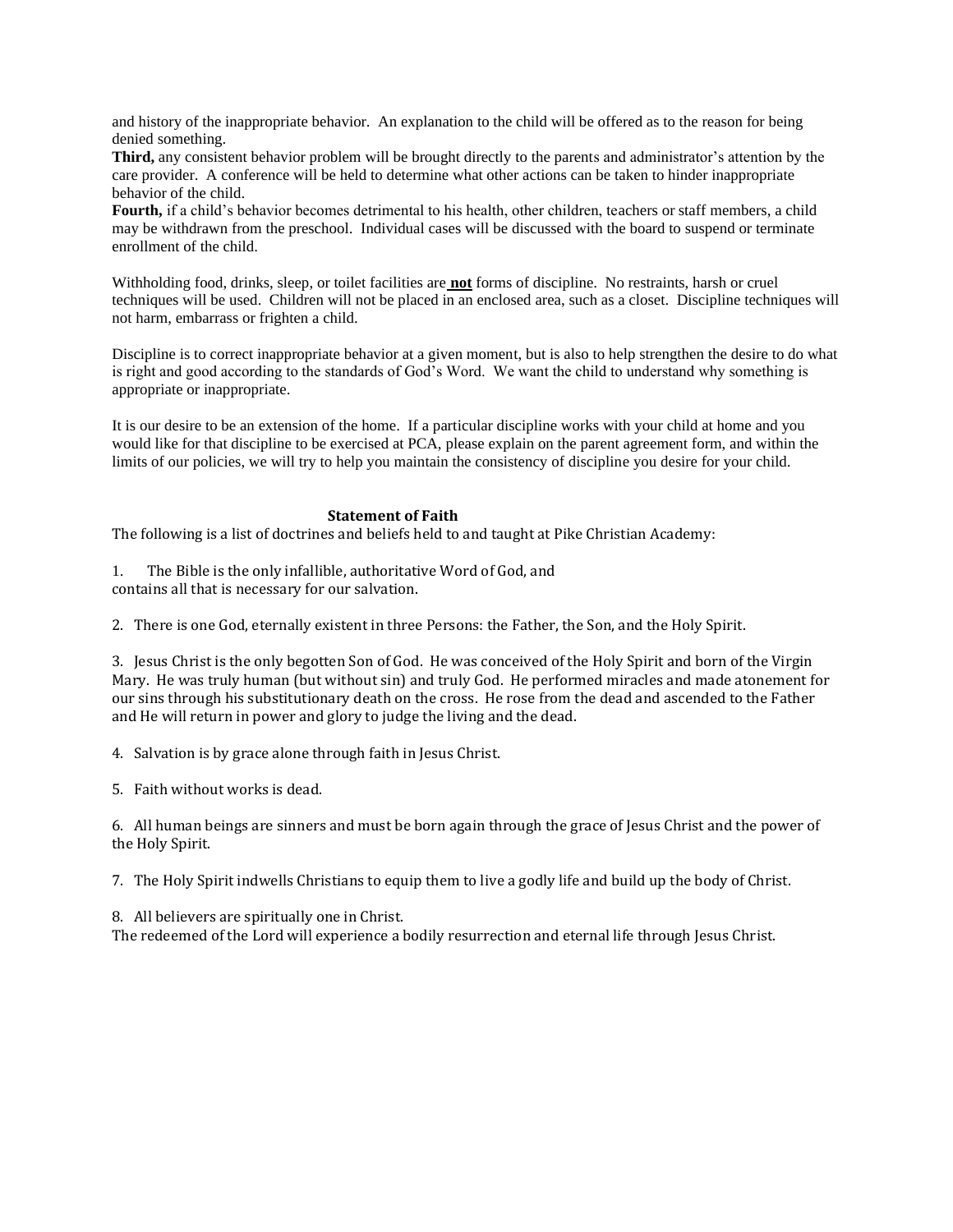and history of the inappropriate behavior. An explanation to the child will be offered as to the reason for being denied something.

**Third,** any consistent behavior problem will be brought directly to the parents and administrator's attention by the care provider. A conference will be held to determine what other actions can be taken to hinder inappropriate behavior of the child.

**Fourth,** if a child's behavior becomes detrimental to his health, other children, teachers or staff members, a child may be withdrawn from the preschool. Individual cases will be discussed with the board to suspend or terminate enrollment of the child.

Withholding food, drinks, sleep, or toilet facilities are **not** forms of discipline. No restraints, harsh or cruel techniques will be used. Children will not be placed in an enclosed area, such as a closet. Discipline techniques will not harm, embarrass or frighten a child.

Discipline is to correct inappropriate behavior at a given moment, but is also to help strengthen the desire to do what is right and good according to the standards of God's Word. We want the child to understand why something is appropriate or inappropriate.

It is our desire to be an extension of the home. If a particular discipline works with your child at home and you would like for that discipline to be exercised at PCA, please explain on the parent agreement form, and within the limits of our policies, we will try to help you maintain the consistency of discipline you desire for your child.

## Statement of Faith

The following is a list of doctrines and beliefs held to and taught at Pike Christian Academy:

1. The Bible is the only infallible, authoritative Word of God, and contains all that is necessary for our salvation.

2. There is one God, eternally existent in three Persons: the Father, the Son, and the Holy Spirit.

3. Jesus Christ is the only begotten Son of God. He was conceived of the Holy Spirit and born of the Virgin Mary. He was truly human (but without sin) and truly God. He performed miracles and made atonement for our sins through his substitutionary death on the cross. He rose from the dead and ascended to the Father and He will return in power and glory to judge the living and the dead.

4. Salvation is by grace alone through faith in Jesus Christ.

5. Faith without works is dead.

6. All human beings are sinners and must be born again through the grace of Jesus Christ and the power of the Holy Spirit.

7. The Holy Spirit indwells Christians to equip them to live a godly life and build up the body of Christ.

8. All believers are spiritually one in Christ.

The redeemed of the Lord will experience a bodily resurrection and eternal life through Jesus Christ.